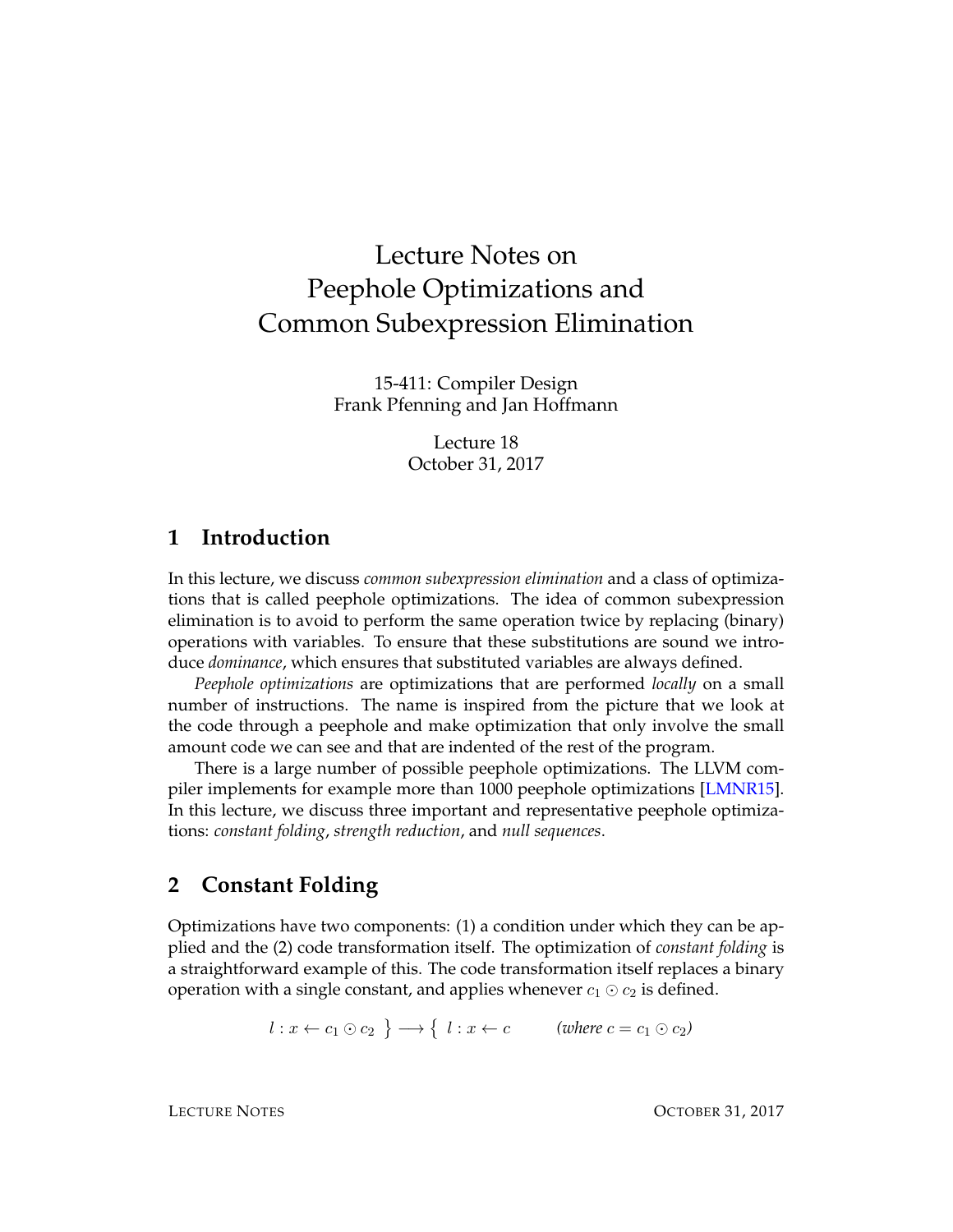# Lecture Notes on Peephole Optimizations and Common Subexpression Elimination

15-411: Compiler Design
Frank Pfenning and Jan Hoffmann

Lecture 18
October 31, 2017

## 1 Introduction

In this lecture, we discuss *common subexpression elimination* and a class of optimizations that is called peephole optimizations. The idea of common subexpression elimination is to avoid to perform the same operation twice by replacing (binary) operations with variables. To ensure that these substitutions are sound we introduce *dominance*, which ensures that substituted variables are always defined.

*Peephole optimizations* are optimizations that are performed *locally* on a small number of instructions. The name is inspired from the picture that we look at the code through a peephole and make optimization that only involve the small amount code we can see and that are indented of the rest of the program.

There is a large number of possible peephole optimizations. The LLVM compiler implements for example more than 1000 peephole optimizations [LMNR15]. In this lecture, we discuss three important and representative peephole optimizations: *constant folding*, *strength reduction*, and *null sequences*.

## 2 Constant Folding

Optimizations have two components: (1) a condition under which they can be applied and the (2) code transformation itself. The optimization of *constant folding* is a straightforward example of this. The code transformation itself replaces a binary operation with a single constant, and applies whenever $c_1 \odot c_2$ is defined.

$$l : x \leftarrow c_1 \odot c_2 \;\; \} \longrightarrow \{ \;\; l : x \leftarrow c \qquad \textit{(where } c = c_1 \odot c_2\textit{)}$$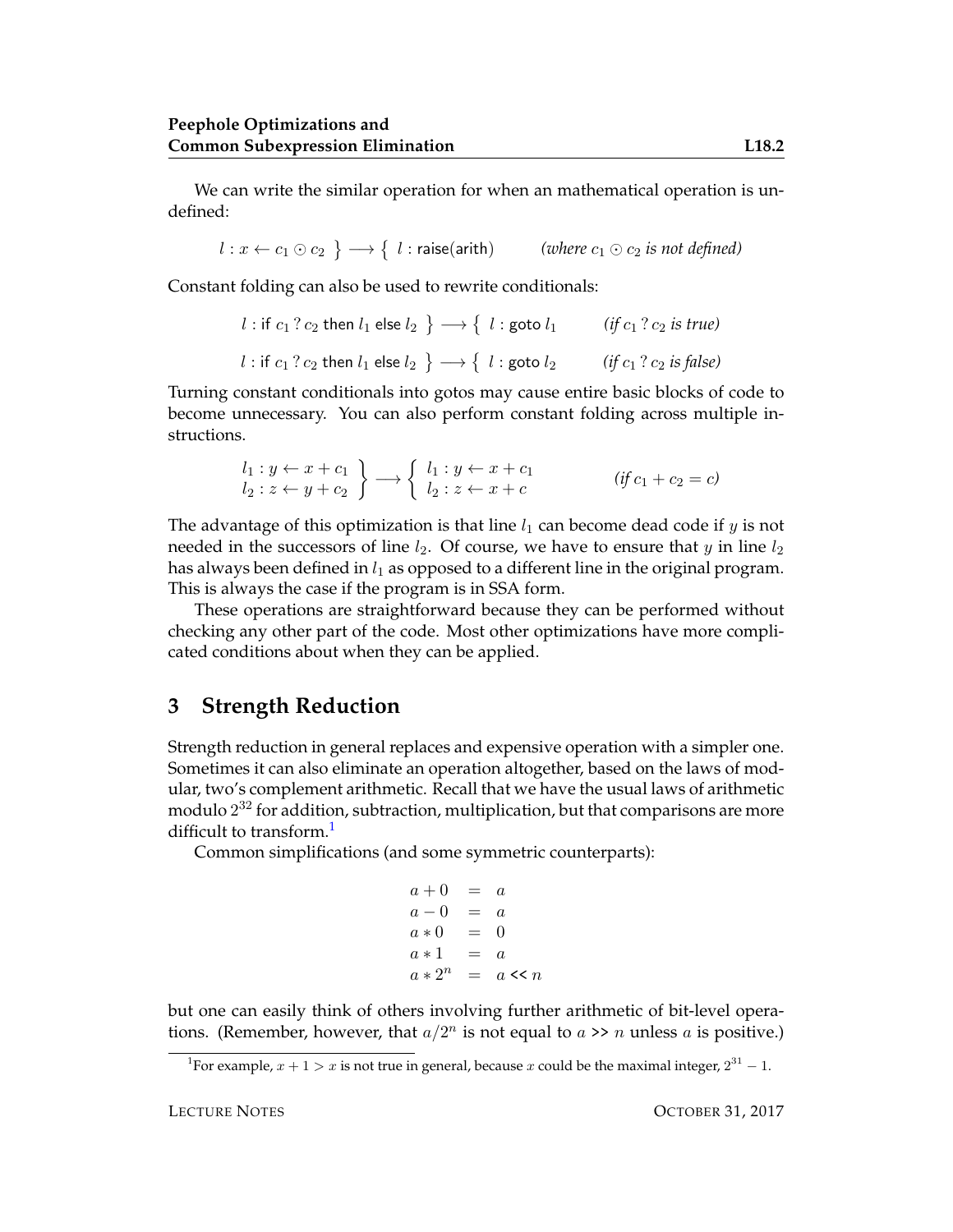We can write the similar operation for when an mathematical operation is undefined:

$$l : x \leftarrow c_1 \odot c_2 \;\} \longrightarrow \{\; l : \mathsf{raise}(\mathsf{arith}) \qquad \textit{(where } c_1 \odot c_2 \textit{ is not defined)}$$

Constant folding can also be used to rewrite conditionals:

$$l : \mathsf{if}\ c_1\, ?\, c_2\ \mathsf{then}\ l_1\ \mathsf{else}\ l_2 \;\} \longrightarrow \{\; l : \mathsf{goto}\ l_1 \qquad \textit{(if } c_1\, ?\, c_2 \textit{ is true)}$$

$$l : \mathsf{if}\ c_1\, ?\, c_2\ \mathsf{then}\ l_1\ \mathsf{else}\ l_2 \;\} \longrightarrow \{\; l : \mathsf{goto}\ l_2 \qquad \textit{(if } c_1\, ?\, c_2 \textit{ is false)}$$

Turning constant conditionals into gotos may cause entire basic blocks of code to become unnecessary. You can also perform constant folding across multiple instructions.

$$\left.\begin{array}{l} l_1 : y \leftarrow x + c_1 \\ l_2 : z \leftarrow y + c_2 \end{array}\right\} \longrightarrow \left\{\begin{array}{l} l_1 : y \leftarrow x + c_1 \\ l_2 : z \leftarrow x + c \end{array}\right. \qquad \textit{(if } c_1 + c_2 = c\textit{)}$$

The advantage of this optimization is that line $l_1$ can become dead code if $y$ is not needed in the successors of line $l_2$. Of course, we have to ensure that $y$ in line $l_2$ has always been defined in $l_1$ as opposed to a different line in the original program. This is always the case if the program is in SSA form.

These operations are straightforward because they can be performed without checking any other part of the code. Most other optimizations have more complicated conditions about when they can be applied.

## 3 Strength Reduction

Strength reduction in general replaces and expensive operation with a simpler one. Sometimes it can also eliminate an operation altogether, based on the laws of modular, two's complement arithmetic. Recall that we have the usual laws of arithmetic modulo $2^{32}$ for addition, subtraction, multiplication, but that comparisons are more difficult to transform.[1]

Common simplifications (and some symmetric counterparts):

$$\begin{array}{lcl} a + 0 & = & a \\ a - 0 & = & a \\ a * 0 & = & 0 \\ a * 1 & = & a \\ a * 2^n & = & a \mathrel{<<} n \end{array}$$

but one can easily think of others involving further arithmetic of bit-level operations. (Remember, however, that $a/2^n$ is not equal to $a \gg n$ unless $a$ is positive.)

[1] For example, $x + 1 > x$ is not true in general, because $x$ could be the maximal integer, $2^{31} - 1$.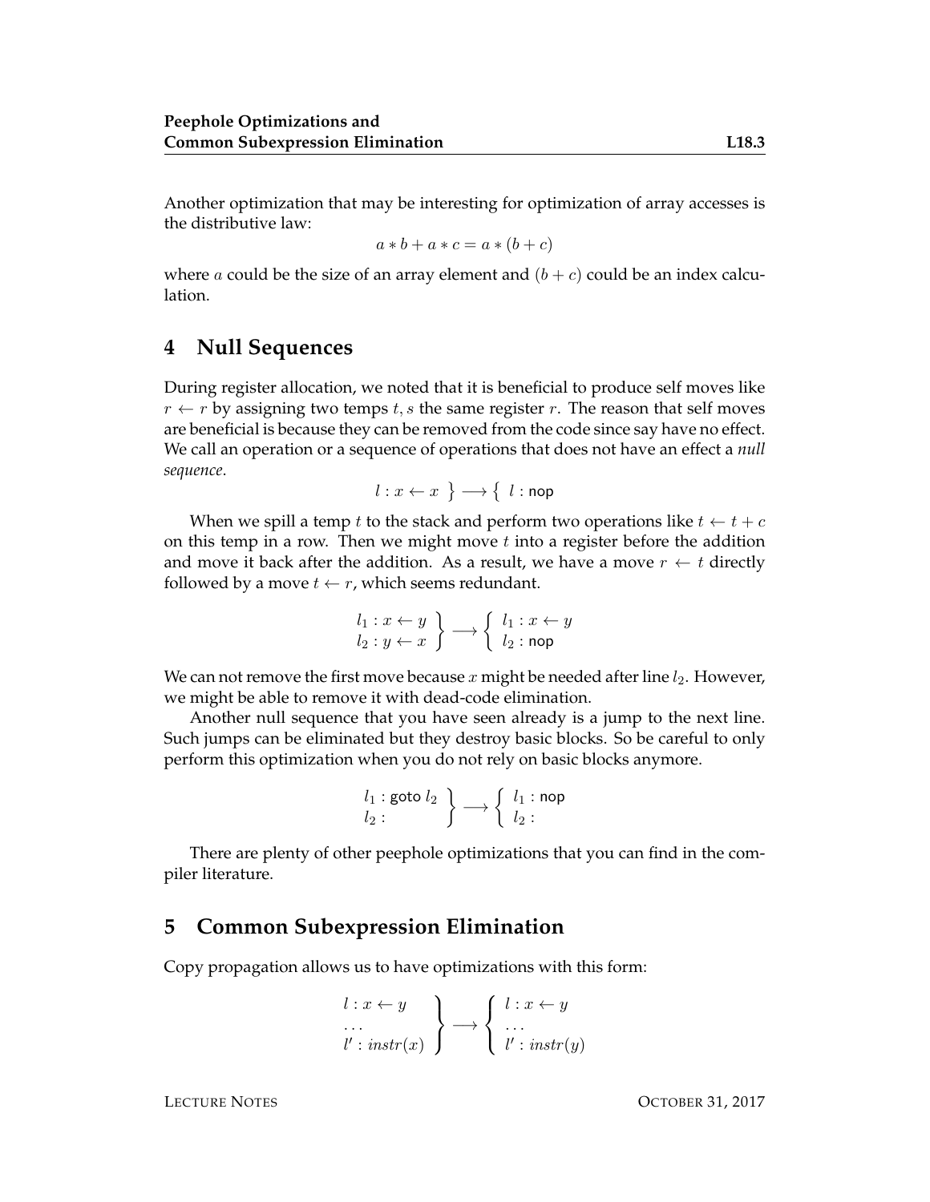Another optimization that may be interesting for optimization of array accesses is the distributive law:

$$a * b + a * c = a * (b + c)$$

where $a$ could be the size of an array element and $(b + c)$ could be an index calculation.

## 4 Null Sequences

During register allocation, we noted that it is beneficial to produce self moves like $r \leftarrow r$ by assigning two temps $t, s$ the same register $r$. The reason that self moves are beneficial is because they can be removed from the code since say have no effect. We call an operation or a sequence of operations that does not have an effect a *null sequence*.

$$\left.l : x \leftarrow x \ \right\} \longrightarrow \left\{ \ l : \mathsf{nop} \right.$$

When we spill a temp $t$ to the stack and perform two operations like $t \leftarrow t + c$ on this temp in a row. Then we might move $t$ into a register before the addition and move it back after the addition. As a result, we have a move $r \leftarrow t$ directly followed by a move $t \leftarrow r$, which seems redundant.

$$\left.\begin{array}{l} l_1 : x \leftarrow y \\ l_2 : y \leftarrow x \end{array}\right\} \longrightarrow \left\{\begin{array}{l} l_1 : x \leftarrow y \\ l_2 : \mathsf{nop} \end{array}\right.$$

We can not remove the first move because $x$ might be needed after line $l_2$. However, we might be able to remove it with dead-code elimination.

Another null sequence that you have seen already is a jump to the next line. Such jumps can be eliminated but they destroy basic blocks. So be careful to only perform this optimization when you do not rely on basic blocks anymore.

$$\left.\begin{array}{l} l_1 : \mathsf{goto}\ l_2 \\ l_2 : \end{array}\right\} \longrightarrow \left\{\begin{array}{l} l_1 : \mathsf{nop} \\ l_2 : \end{array}\right.$$

There are plenty of other peephole optimizations that you can find in the compiler literature.

## 5 Common Subexpression Elimination

Copy propagation allows us to have optimizations with this form:

$$\left.\begin{array}{l} l : x \leftarrow y \\ \ldots \\ l' : \mathit{instr}(x) \end{array}\right\} \longrightarrow \left\{\begin{array}{l} l : x \leftarrow y \\ \ldots \\ l' : \mathit{instr}(y) \end{array}\right.$$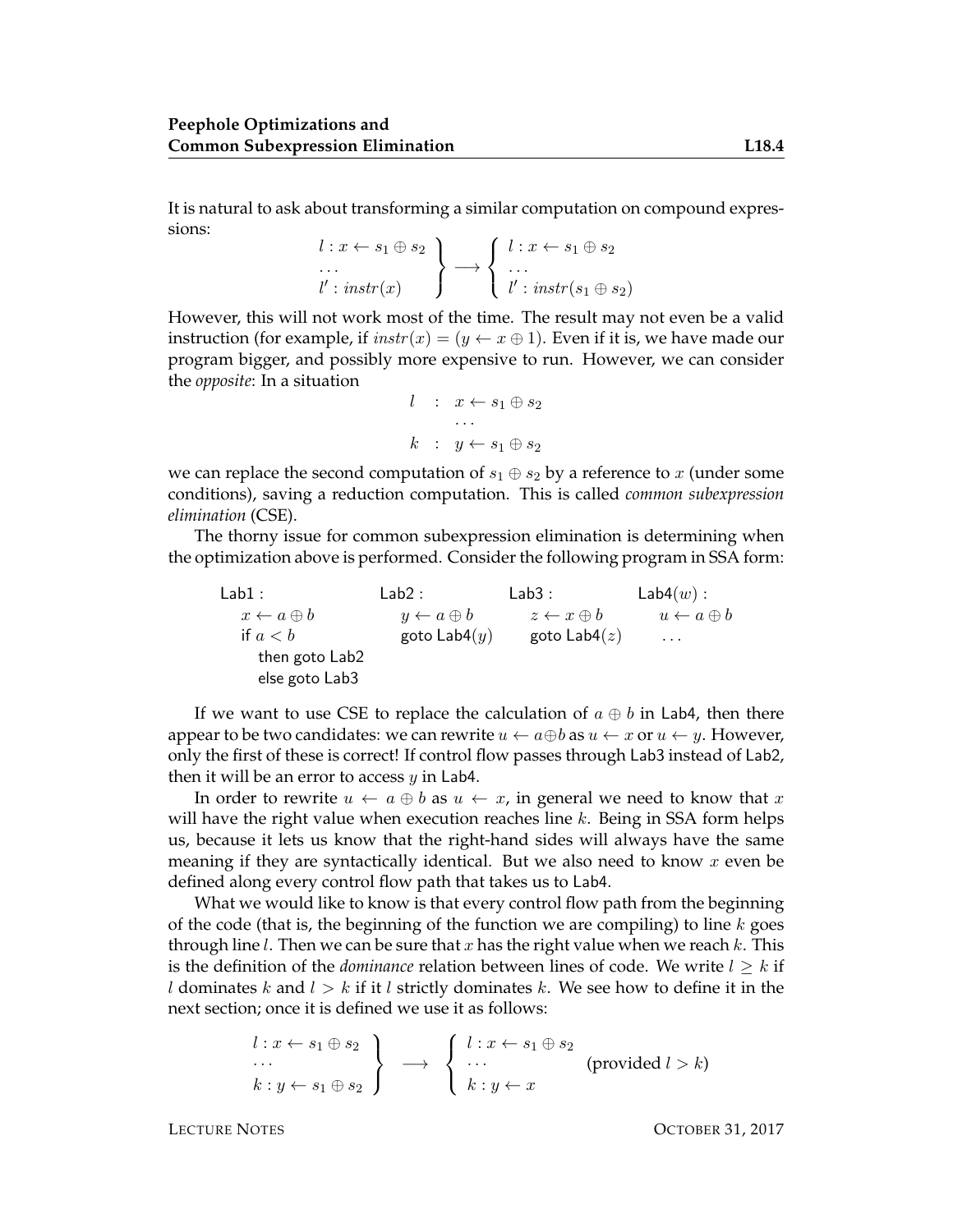It is natural to ask about transforming a similar computation on compound expressions:

$$\left.\begin{array}{l} l : x \leftarrow s_1 \oplus s_2 \\ \ldots \\ l' : instr(x) \end{array}\right\} \longrightarrow \left\{\begin{array}{l} l : x \leftarrow s_1 \oplus s_2 \\ \ldots \\ l' : instr(s_1 \oplus s_2) \end{array}\right.$$

However, this will not work most of the time. The result may not even be a valid instruction (for example, if $instr(x) = (y \leftarrow x \oplus 1)$. Even if it is, we have made our program bigger, and possibly more expensive to run. However, we can consider the *opposite*: In a situation

$$\begin{array}{lll} l & : & x \leftarrow s_1 \oplus s_2 \\ & & \ldots \\ k & : & y \leftarrow s_1 \oplus s_2 \end{array}$$

we can replace the second computation of $s_1 \oplus s_2$ by a reference to $x$ (under some conditions), saving a reduction computation. This is called *common subexpression elimination* (CSE).

The thorny issue for common subexpression elimination is determining when the optimization above is performed. Consider the following program in SSA form:

```
Lab1 :              Lab2 :            Lab3 :            Lab4(w) :
  x ← a ⊕ b           y ← a ⊕ b         z ← x ⊕ b         u ← a ⊕ b
  if a < b            goto Lab4(y)      goto Lab4(z)      ...
    then goto Lab2
    else goto Lab3
```

If we want to use CSE to replace the calculation of $a \oplus b$ in Lab4, then there appear to be two candidates: we can rewrite $u \leftarrow a \oplus b$ as $u \leftarrow x$ or $u \leftarrow y$. However, only the first of these is correct! If control flow passes through Lab3 instead of Lab2, then it will be an error to access $y$ in Lab4.

In order to rewrite $u \leftarrow a \oplus b$ as $u \leftarrow x$, in general we need to know that $x$ will have the right value when execution reaches line $k$. Being in SSA form helps us, because it lets us know that the right-hand sides will always have the same meaning if they are syntactically identical. But we also need to know $x$ even be defined along every control flow path that takes us to Lab4.

What we would like to know is that every control flow path from the beginning of the code (that is, the beginning of the function we are compiling) to line $k$ goes through line $l$. Then we can be sure that $x$ has the right value when we reach $k$. This is the definition of the *dominance* relation between lines of code. We write $l \geq k$ if $l$ dominates $k$ and $l > k$ if it $l$ strictly dominates $k$. We see how to define it in the next section; once it is defined we use it as follows:

$$\left.\begin{array}{l} l : x \leftarrow s_1 \oplus s_2 \\ \ldots \\ k : y \leftarrow s_1 \oplus s_2 \end{array}\right\} \quad \longrightarrow \quad \left\{\begin{array}{l} l : x \leftarrow s_1 \oplus s_2 \\ \ldots \\ k : y \leftarrow x \end{array}\right. \quad \text{(provided } l > k\text{)}$$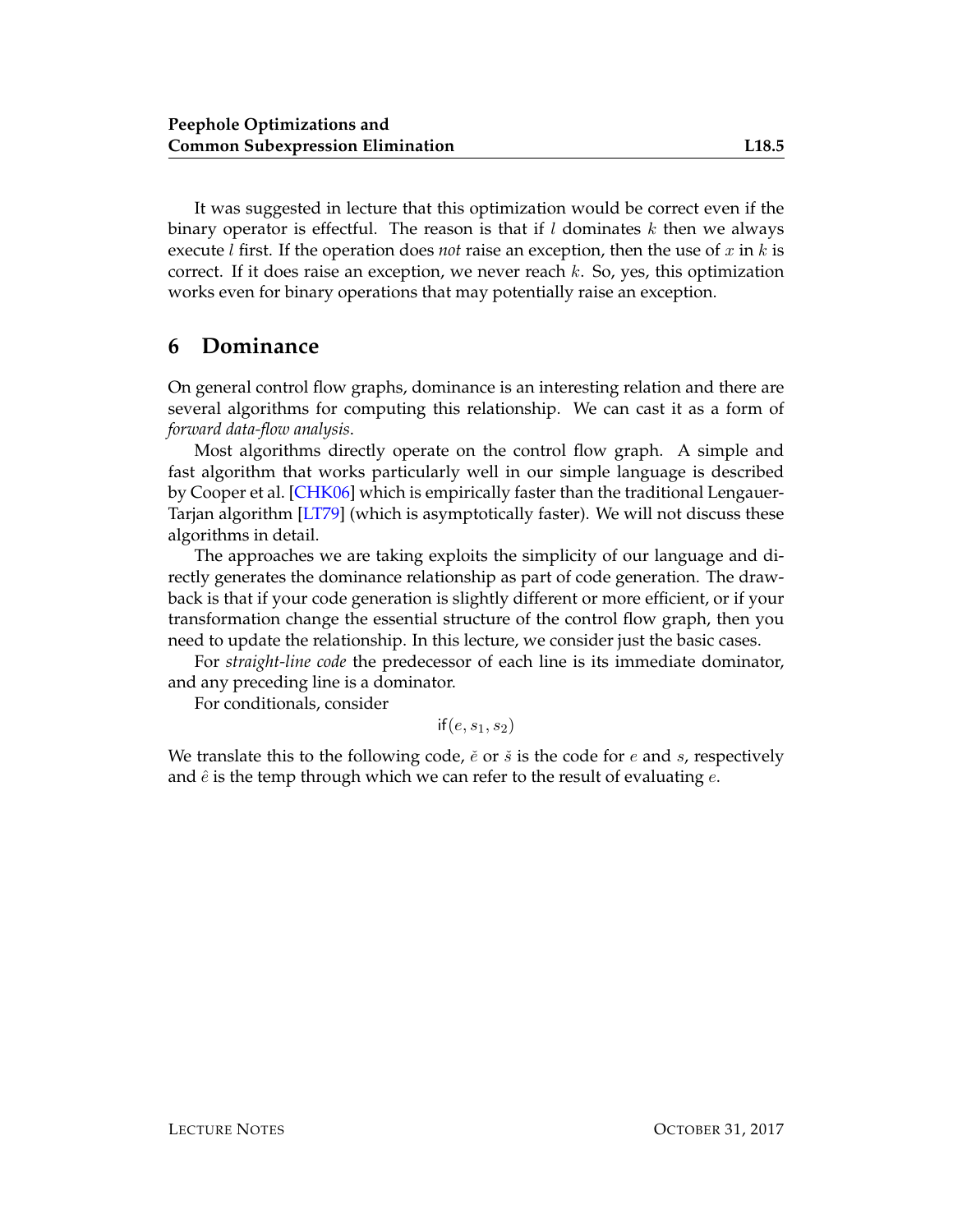It was suggested in lecture that this optimization would be correct even if the binary operator is effectful. The reason is that if $l$ dominates $k$ then we always execute $l$ first. If the operation does *not* raise an exception, then the use of $x$ in $k$ is correct. If it does raise an exception, we never reach $k$. So, yes, this optimization works even for binary operations that may potentially raise an exception.

## 6 Dominance

On general control flow graphs, dominance is an interesting relation and there are several algorithms for computing this relationship. We can cast it as a form of *forward data-flow analysis*.

Most algorithms directly operate on the control flow graph. A simple and fast algorithm that works particularly well in our simple language is described by Cooper et al. [CHK06] which is empirically faster than the traditional Lengauer-Tarjan algorithm [LT79] (which is asymptotically faster). We will not discuss these algorithms in detail.

The approaches we are taking exploits the simplicity of our language and directly generates the dominance relationship as part of code generation. The drawback is that if your code generation is slightly different or more efficient, or if your transformation change the essential structure of the control flow graph, then you need to update the relationship. In this lecture, we consider just the basic cases.

For *straight-line code* the predecessor of each line is its immediate dominator, and any preceding line is a dominator.

For conditionals, consider

$$\mathsf{if}(e, s_1, s_2)$$

We translate this to the following code, $\check{e}$ or $\check{s}$ is the code for $e$ and $s$, respectively and $\hat{e}$ is the temp through which we can refer to the result of evaluating $e$.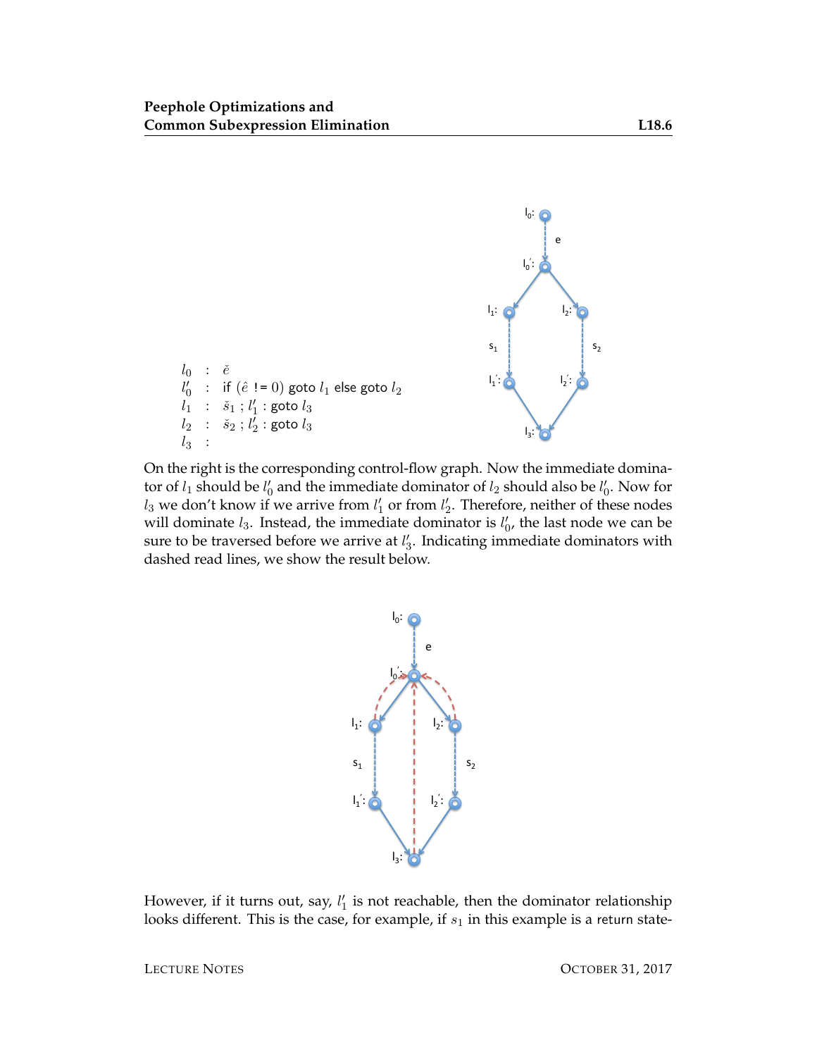$$
\begin{array}{lcl}
l_0 & : & \check{e} \\
l_0' & : & \text{if } (\hat{e} \text{ != } 0) \text{ goto } l_1 \text{ else goto } l_2 \\
l_1 & : & \check{s}_1 \text{ ; } l_1' : \text{goto } l_3 \\
l_2 & : & \check{s}_2 \text{ ; } l_2' : \text{goto } l_3 \\
l_3 & : &
\end{array}
$$

On the right is the corresponding control-flow graph. Now the immediate dominator of $l_1$ should be $l_0'$ and the immediate dominator of $l_2$ should also be $l_0'$. Now for $l_3$ we don't know if we arrive from $l_1'$ or from $l_2'$. Therefore, neither of these nodes will dominate $l_3$. Instead, the immediate dominator is $l_0'$, the last node we can be sure to be traversed before we arrive at $l_3'$. Indicating immediate dominators with dashed read lines, we show the result below.

However, if it turns out, say, $l_1'$ is not reachable, then the dominator relationship looks different. This is the case, for example, if $s_1$ in this example is a return state-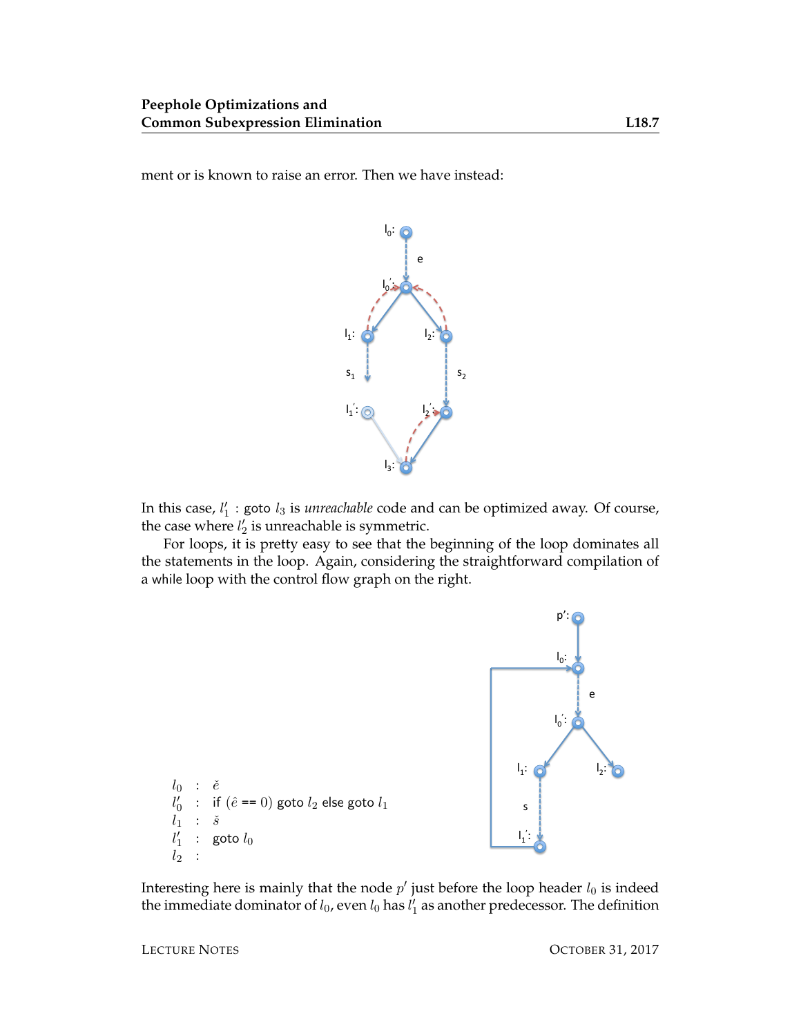ment or is known to raise an error. Then we have instead:

In this case, $l_1'$ : goto $l_3$ is *unreachable* code and can be optimized away. Of course, the case where $l_2'$ is unreachable is symmetric.

For loops, it is pretty easy to see that the beginning of the loop dominates all the statements in the loop. Again, considering the straightforward compilation of a while loop with the control flow graph on the right.

$$
\begin{array}{lcl}
l_0 & : & \check{e} \\
l_0' & : & \text{if } (\hat{e} == 0) \text{ goto } l_2 \text{ else goto } l_1 \\
l_1 & : & \check{s} \\
l_1' & : & \text{goto } l_0 \\
l_2 & : &
\end{array}
$$

Interesting here is mainly that the node $p'$ just before the loop header $l_0$ is indeed the immediate dominator of $l_0$, even $l_0$ has $l_1'$ as another predecessor. The definition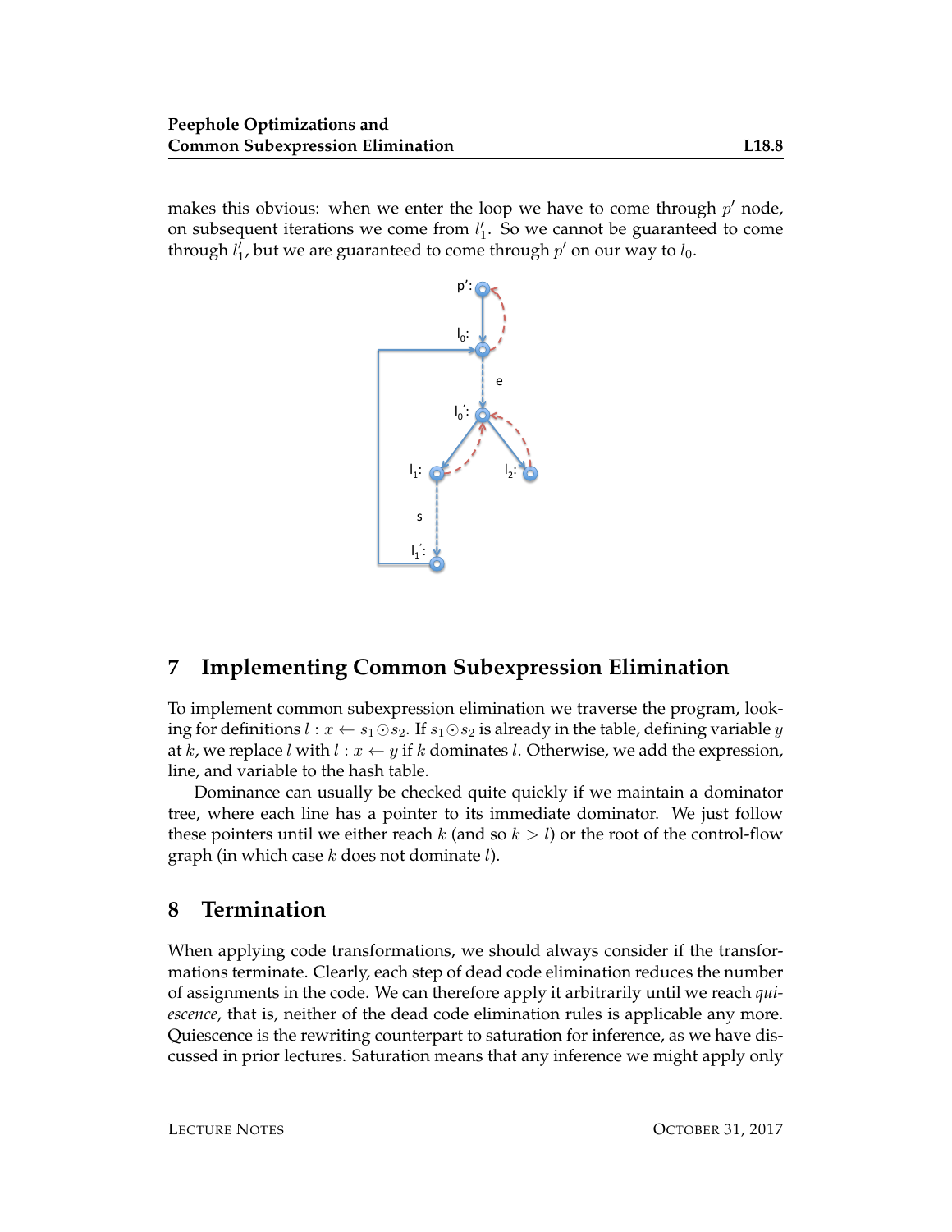makes this obvious: when we enter the loop we have to come through $p'$ node, on subsequent iterations we come from $l_1'$. So we cannot be guaranteed to come through $l_1'$, but we are guaranteed to come through $p'$ on our way to $l_0$.

## 7 Implementing Common Subexpression Elimination

To implement common subexpression elimination we traverse the program, looking for definitions $l : x \leftarrow s_1 \odot s_2$. If $s_1 \odot s_2$ is already in the table, defining variable $y$ at $k$, we replace $l$ with $l : x \leftarrow y$ if $k$ dominates $l$. Otherwise, we add the expression, line, and variable to the hash table.

Dominance can usually be checked quite quickly if we maintain a dominator tree, where each line has a pointer to its immediate dominator. We just follow these pointers until we either reach $k$ (and so $k > l$) or the root of the control-flow graph (in which case $k$ does not dominate $l$).

## 8 Termination

When applying code transformations, we should always consider if the transformations terminate. Clearly, each step of dead code elimination reduces the number of assignments in the code. We can therefore apply it arbitrarily until we reach *quiescence*, that is, neither of the dead code elimination rules is applicable any more. Quiescence is the rewriting counterpart to saturation for inference, as we have discussed in prior lectures. Saturation means that any inference we might apply only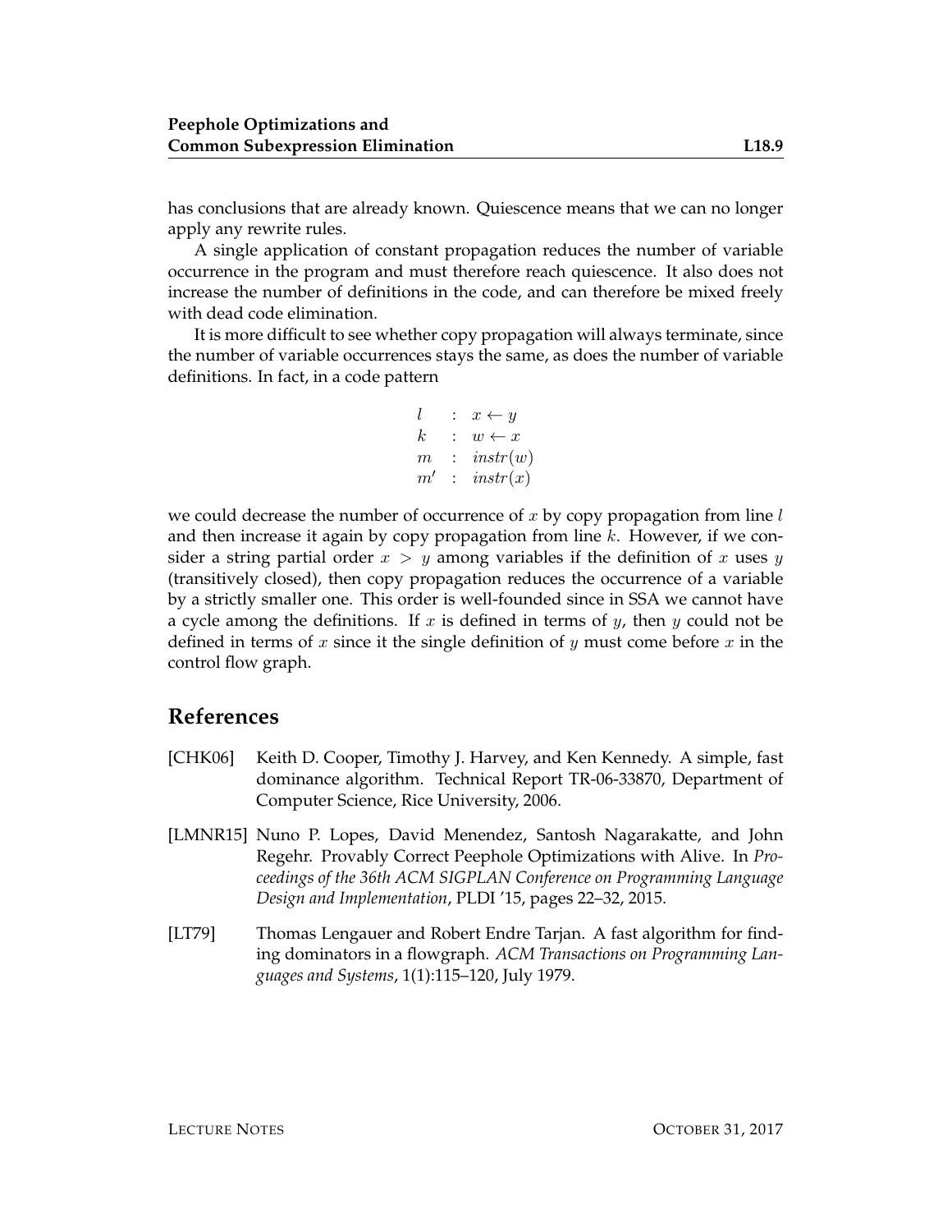has conclusions that are already known. Quiescence means that we can no longer apply any rewrite rules.

A single application of constant propagation reduces the number of variable occurrence in the program and must therefore reach quiescence. It also does not increase the number of definitions in the code, and can therefore be mixed freely with dead code elimination.

It is more difficult to see whether copy propagation will always terminate, since the number of variable occurrences stays the same, as does the number of variable definitions. In fact, in a code pattern

$$
\begin{array}{lcl}
l & : & x \leftarrow y \\
k & : & w \leftarrow x \\
m & : & instr(w) \\
m' & : & instr(x)
\end{array}
$$

we could decrease the number of occurrence of $x$ by copy propagation from line $l$ and then increase it again by copy propagation from line $k$. However, if we consider a string partial order $x > y$ among variables if the definition of $x$ uses $y$ (transitively closed), then copy propagation reduces the occurrence of a variable by a strictly smaller one. This order is well-founded since in SSA we cannot have a cycle among the definitions. If $x$ is defined in terms of $y$, then $y$ could not be defined in terms of $x$ since it the single definition of $y$ must come before $x$ in the control flow graph.

## References

[CHK06] Keith D. Cooper, Timothy J. Harvey, and Ken Kennedy. A simple, fast dominance algorithm. Technical Report TR-06-33870, Department of Computer Science, Rice University, 2006.

[LMNR15] Nuno P. Lopes, David Menendez, Santosh Nagarakatte, and John Regehr. Provably Correct Peephole Optimizations with Alive. In *Proceedings of the 36th ACM SIGPLAN Conference on Programming Language Design and Implementation*, PLDI '15, pages 22–32, 2015.

[LT79] Thomas Lengauer and Robert Endre Tarjan. A fast algorithm for finding dominators in a flowgraph. *ACM Transactions on Programming Languages and Systems*, 1(1):115–120, July 1979.